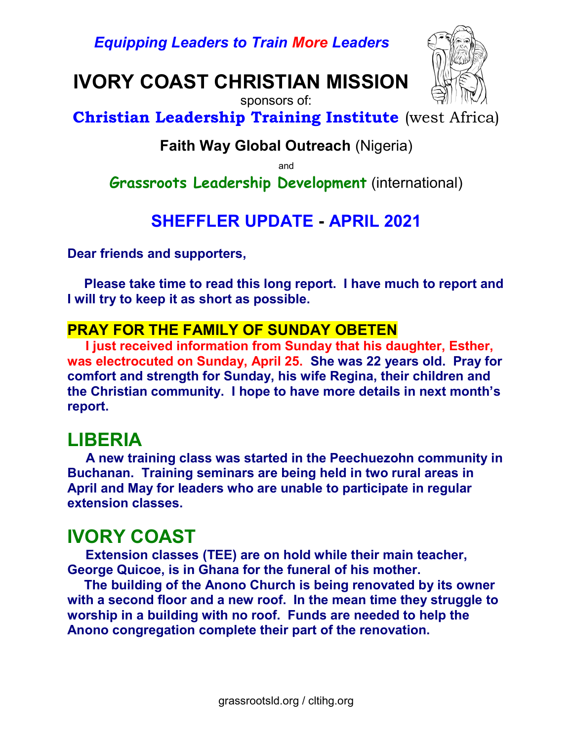*Equipping Leaders to Train More Leaders*

# IVORY COAST CHRISTIAN MISSION

sponsors of:

**Christian Leadership Training Institute** (west Africa)

**Faith Way Global Outreach** (Nigeria)

and

**Grassroots Leadership Development** (international)

## SHEFFLER UPDATE - APRIL 2021

**Dear friends and supporters,**

**Please take time to read this long report. I have much to report and I will try to keep it as short as possible.**

### PRAY FOR THE FAMILY OF SUNDAY OBETEN

**I just received information from Sunday that his daughter, Esther, was electrocuted on Sunday, April 25. She was 22 years old. Pray for comfort and strength for Sunday, his wife Regina, their children and the Christian community. I hope to have more details in next month's report.**

## LIBERIA

**A new training class was started in the Peechuezohn community in Buchanan. Training seminars are being held in two rural areas in April and May for leaders who are unable to participate in regular extension classes.**

## IVORY COAST

**Extension classes (TEE) are on hold while their main teacher, George Quicoe, is in Ghana for the funeral of his mother.**

**The building of the Anono Church is being renovated by its owner with a second floor and a new roof. In the mean time they struggle to worship in a building with no roof. Funds are needed to help the Anono congregation complete their part of the renovation.**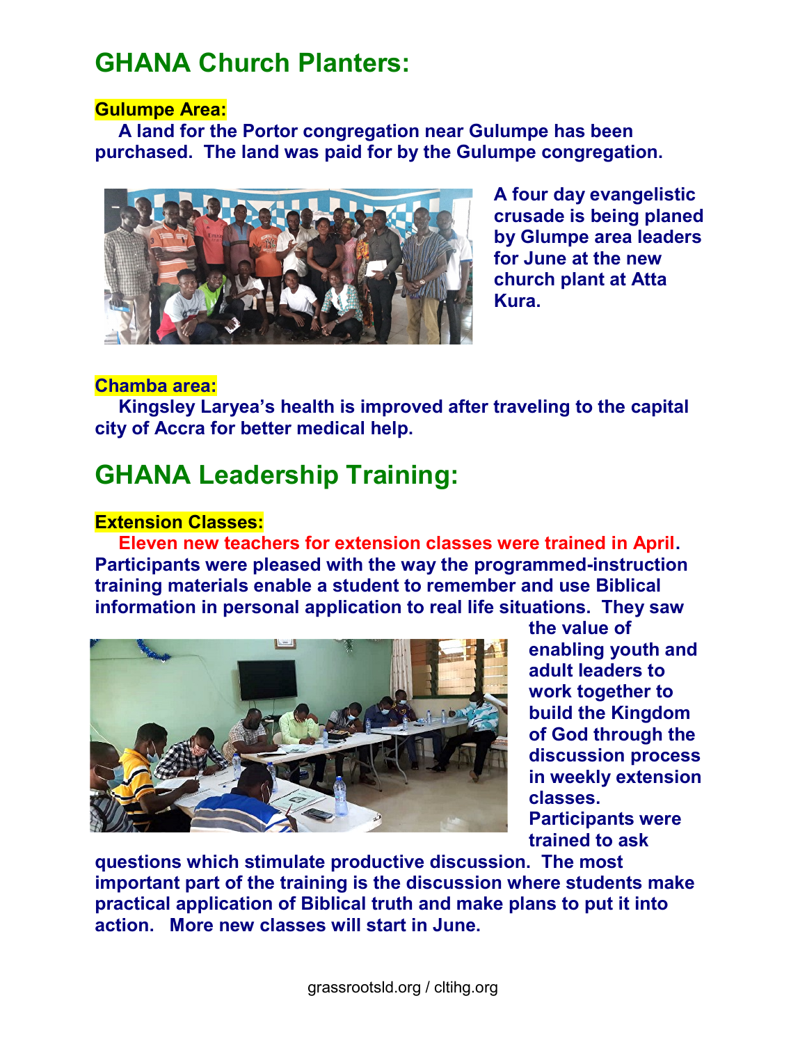# GHANA Church Planters:

### Gulumpe Area:

A land for the Portor congregation near Gulumpe has been purchased. The land was paid for by the Gulumpe congregation.

A four day evangelistic crusade is being planed by Glumpe area leaders for June at the new church plant at Atta Kura.

### Chamba area:

Kingsley Laryea's health is improved after traveling to the capital city of Accra for better medical help.

# GHANA Leadership Training:

### Extension Classes:

Eleven new teachers for extension classes were trained in April. Participants were pleased with the way the programmed-instruction training materials enable a student to remember and use Biblical information in personal application to real life situations. They saw the value of enabling youth and adult leaders to work together to build the Kingdom of God through the discussion process in weekly extension classes. Participants were trained to ask questions which stimulate productive discussion. The most important part of the training is the discussion where students make practical application of Biblical truth and make plans to put it into action. More new classes will start in June.

grassrootsld.org / cltihg.org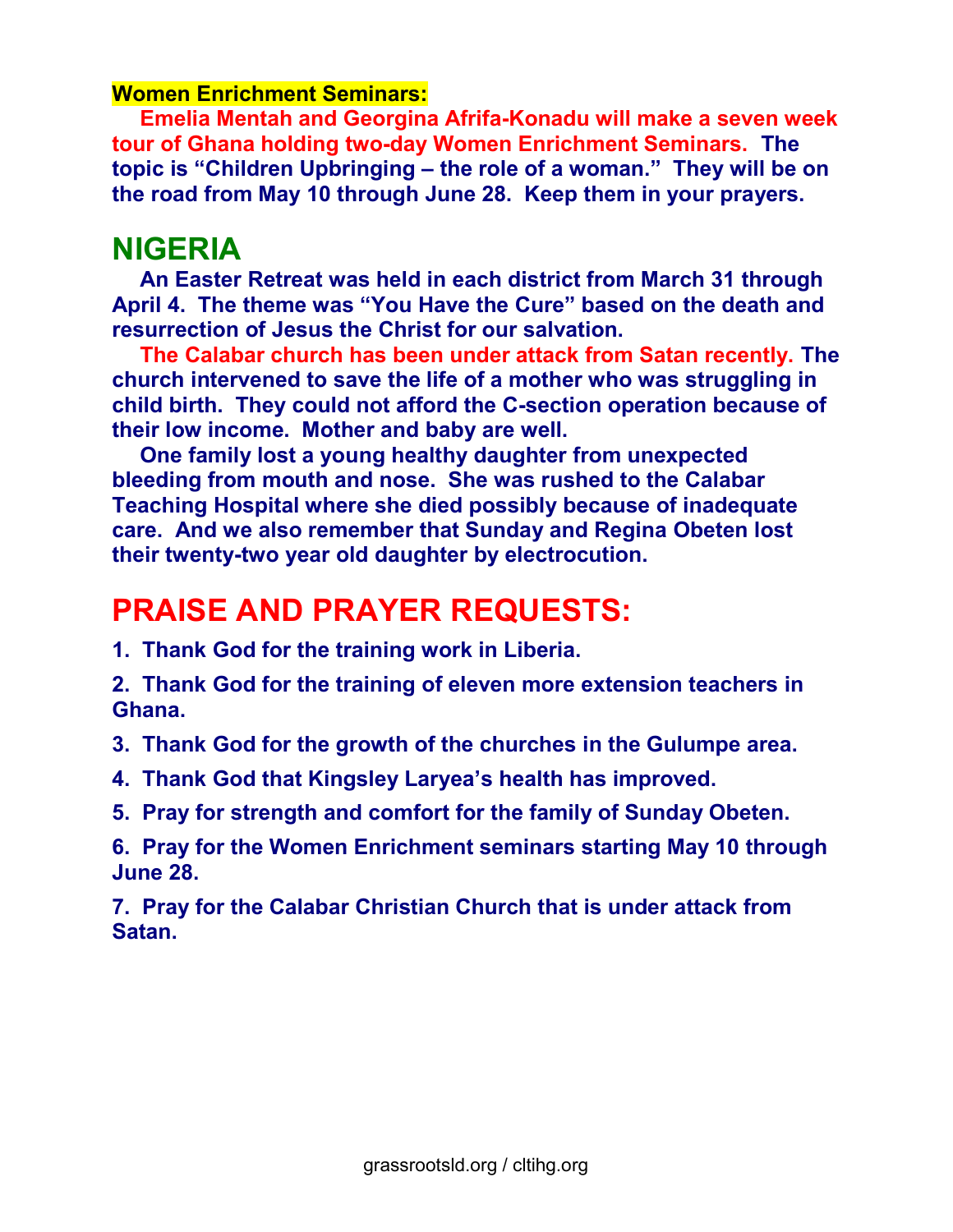**Women Enrichment Seminars:**

**Emelia Mentah and Georgina Afrifa-Konadu will make a seven week tour of Ghana holding two-day Women Enrichment Seminars. The topic is "Children Upbringing – the role of a woman." They will be on the road from May 10 through June 28. Keep them in your prayers.**

## NIGERIA

**An Easter Retreat was held in each district from March 31 through April 4. The theme was "You Have the Cure" based on the death and resurrection of Jesus the Christ for our salvation.**

**The Calabar church has been under attack from Satan recently. The church intervened to save the life of a mother who was struggling in child birth. They could not afford the C-section operation because of their low income. Mother and baby are well.**

**One family lost a young healthy daughter from unexpected bleeding from mouth and nose. She was rushed to the Calabar Teaching Hospital where she died possibly because of inadequate care. And we also remember that Sunday and Regina Obeten lost their twenty-two year old daughter by electrocution.**

## PRAISE AND PRAYER REQUESTS:

**1. Thank God for the training work in Liberia.**

**2. Thank God for the training of eleven more extension teachers in Ghana.**

**3. Thank God for the growth of the churches in the Gulumpe area.**

**4. Thank God that Kingsley Laryea's health has improved.**

**5. Pray for strength and comfort for the family of Sunday Obeten.**

**6. Pray for the Women Enrichment seminars starting May 10 through June 28.**

**7. Pray for the Calabar Christian Church that is under attack from Satan.**

grassrootsld.org / cltihg.org